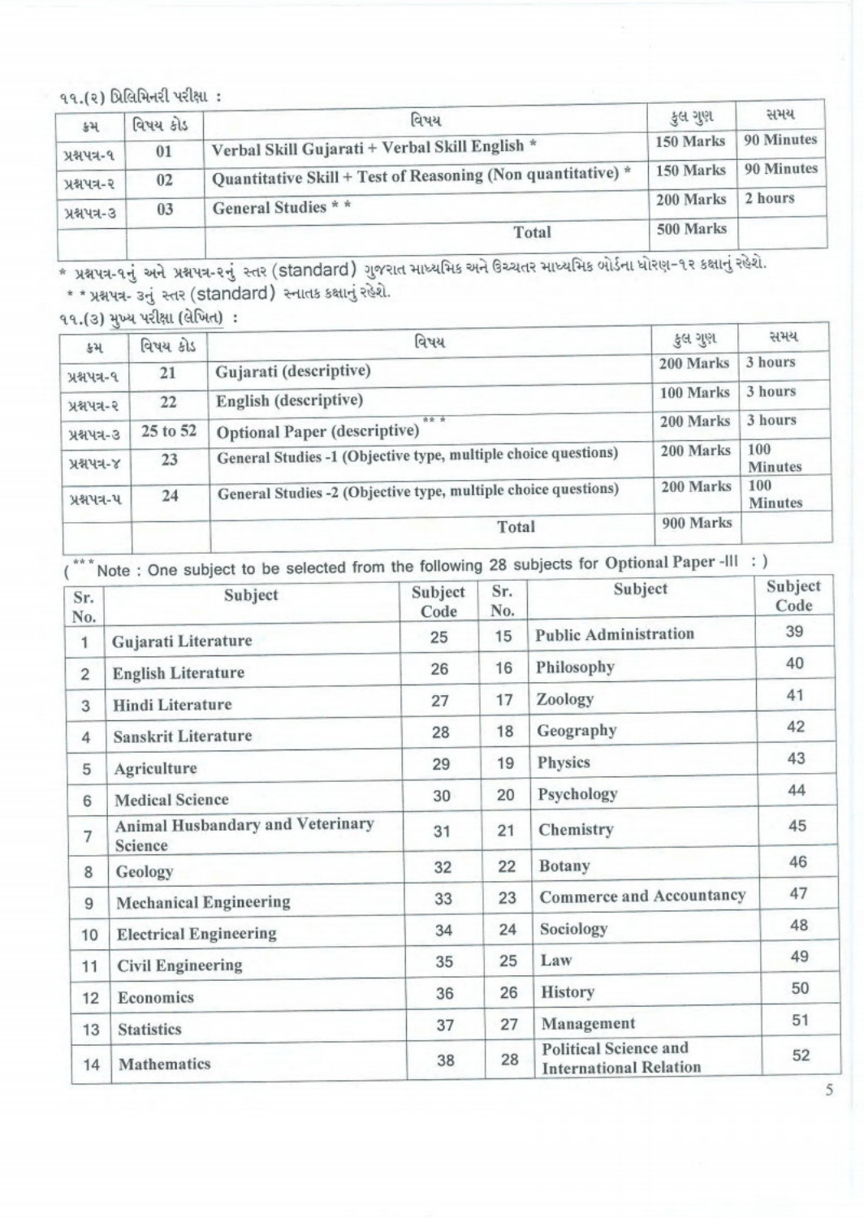૧૧.(૨) પ્રિલિમિનરી પરીક્ષા :

| ક્રમ | વિષય કોડ | વિષય | કુલ ગુણ | સમય |
|---|---|---|---|---|
| પ્રશ્નપત્ર-૧ | 01 | Verbal Skill Gujarati + Verbal Skill English * | 150 Marks | 90 Minutes |
| પ્રશ્નપત્ર-૨ | 02 | Quantitative Skill + Test of Reasoning (Non quantitative) * | 150 Marks | 90 Minutes |
| પ્રશ્નપત્ર-૩ | 03 | General Studies * * | 200 Marks | 2 hours |
| | | Total | 500 Marks | |

* પ્રશ્નપત્ર-૧નું અને પ્રશ્નપત્ર-૨નું સ્તર (standard) ગુજરાત માધ્યમિક અને ઉચ્ચતર માધ્યમિક બોર્ડના ધોરણ-૧૨ કક્ષાનું રહેશે.

* * પ્રશ્નપત્ર- ૩નું સ્તર (standard) સ્નાતક કક્ષાનું રહેશે.

૧૧.(૩) મુખ્ય પરીક્ષા (લેખિત) :

| ક્રમ | વિષય કોડ | વિષય | કુલ ગુણ | સમય |
|---|---|---|---|---|
| પ્રશ્નપત્ર-૧ | 21 | Gujarati (descriptive) | 200 Marks | 3 hours |
| પ્રશ્નપત્ર-૨ | 22 | English (descriptive) | 100 Marks | 3 hours |
| પ્રશ્નપત્ર-૩ | 25 to 52 | Optional Paper (descriptive) *** | 200 Marks | 3 hours |
| પ્રશ્નપત્ર-૪ | 23 | General Studies -1 (Objective type, multiple choice questions) | 200 Marks | 100 Minutes |
| પ્રશ્નપત્ર-૫ | 24 | General Studies -2 (Objective type, multiple choice questions) | 200 Marks | 100 Minutes |
| | | Total | 900 Marks | |

( *** Note : One subject to be selected from the following 28 subjects for Optional Paper -III : )

| Sr. No. | Subject | Subject Code | Sr. No. | Subject | Subject Code |
|---|---|---|---|---|---|
| 1 | Gujarati Literature | 25 | 15 | Public Administration | 39 |
| 2 | English Literature | 26 | 16 | Philosophy | 40 |
| 3 | Hindi Literature | 27 | 17 | Zoology | 41 |
| 4 | Sanskrit Literature | 28 | 18 | Geography | 42 |
| 5 | Agriculture | 29 | 19 | Physics | 43 |
| 6 | Medical Science | 30 | 20 | Psychology | 44 |
| 7 | Animal Husbandary and Veterinary Science | 31 | 21 | Chemistry | 45 |
| 8 | Geology | 32 | 22 | Botany | 46 |
| 9 | Mechanical Engineering | 33 | 23 | Commerce and Accountancy | 47 |
| 10 | Electrical Engineering | 34 | 24 | Sociology | 48 |
| 11 | Civil Engineering | 35 | 25 | Law | 49 |
| 12 | Economics | 36 | 26 | History | 50 |
| 13 | Statistics | 37 | 27 | Management | 51 |
| 14 | Mathematics | 38 | 28 | Political Science and International Relation | 52 |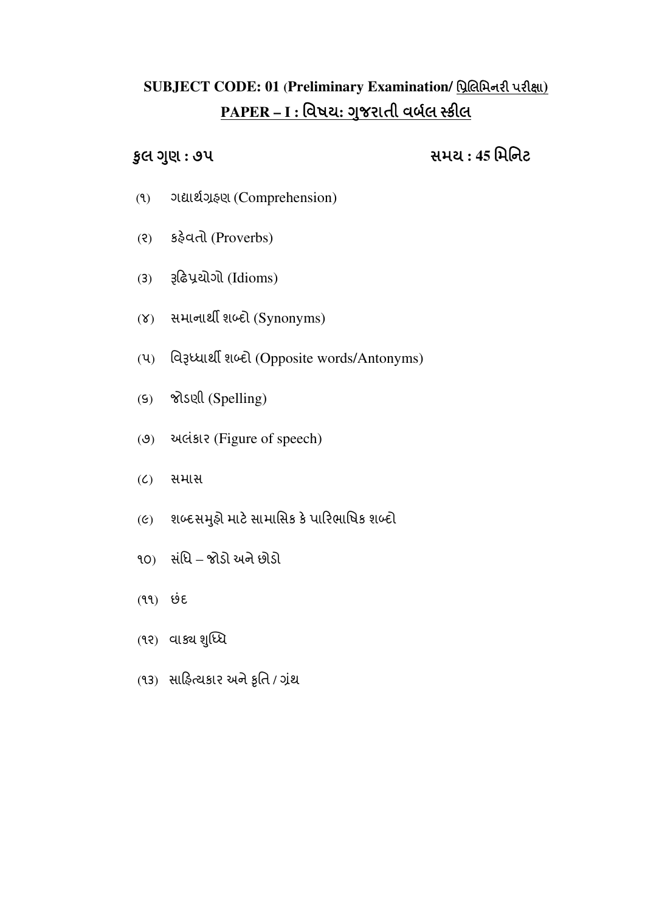## SUBJECT CODE: 01 (Preliminary Examination/ પ્રિલિમિનરી પરીક્ષા)

## PAPER – I : વિષય: ગુજરાતી વર્બલ સ્કીલ

**કુલ ગુણ : ૭૫** **સમય : 45 મિનિટ**

(૧) ગદ્યાર્થગ્રહણ (Comprehension)

(૨) કહેવતો (Proverbs)

(3) રૂઢિપ્રયોગો (Idioms)

(૪) સમાનાર્થી શબ્દો (Synonyms)

(૫) વિરૂધ્ધાર્થી શબ્દો (Opposite words/Antonyms)

(૬) જોડણી (Spelling)

(૭) અલંકાર (Figure of speech)

(૮) સમાસ

(૯) શબ્દસમુહો માટે સામાસિક કે પારિભાષિક શબ્દો

૧૦) સંધિ – જોડો અને છોડો

(૧૧) છંદ

(૧૨) વાક્ય શુધ્ધિ

(૧૩) સાહિત્યકાર અને કૃતિ / ગ્રંથ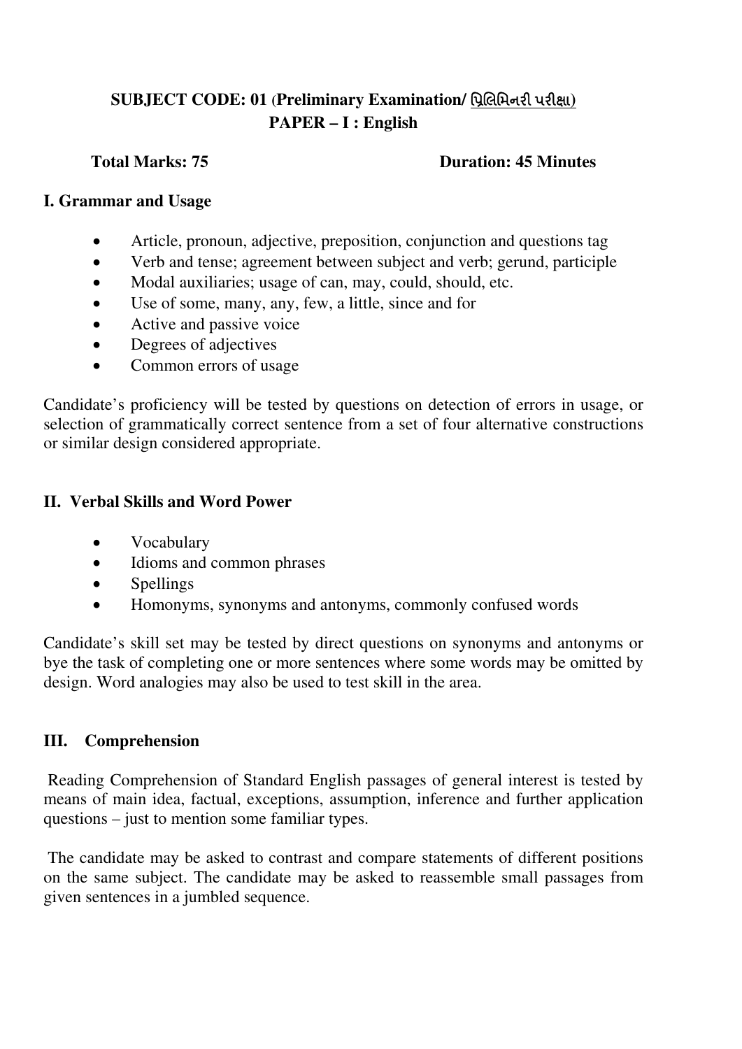**SUBJECT CODE: 01 (Preliminary Examination/ પ્રિલિમિનરી પરીક્ષા)**
**PAPER – I : English**

**Total Marks: 75** **Duration: 45 Minutes**

### I. Grammar and Usage

- Article, pronoun, adjective, preposition, conjunction and questions tag
- Verb and tense; agreement between subject and verb; gerund, participle
- Modal auxiliaries; usage of can, may, could, should, etc.
- Use of some, many, any, few, a little, since and for
- Active and passive voice
- Degrees of adjectives
- Common errors of usage

Candidate's proficiency will be tested by questions on detection of errors in usage, or selection of grammatically correct sentence from a set of four alternative constructions or similar design considered appropriate.

### II. Verbal Skills and Word Power

- Vocabulary
- Idioms and common phrases
- Spellings
- Homonyms, synonyms and antonyms, commonly confused words

Candidate's skill set may be tested by direct questions on synonyms and antonyms or bye the task of completing one or more sentences where some words may be omitted by design. Word analogies may also be used to test skill in the area.

### III. Comprehension

Reading Comprehension of Standard English passages of general interest is tested by means of main idea, factual, exceptions, assumption, inference and further application questions – just to mention some familiar types.

The candidate may be asked to contrast and compare statements of different positions on the same subject. The candidate may be asked to reassemble small passages from given sentences in a jumbled sequence.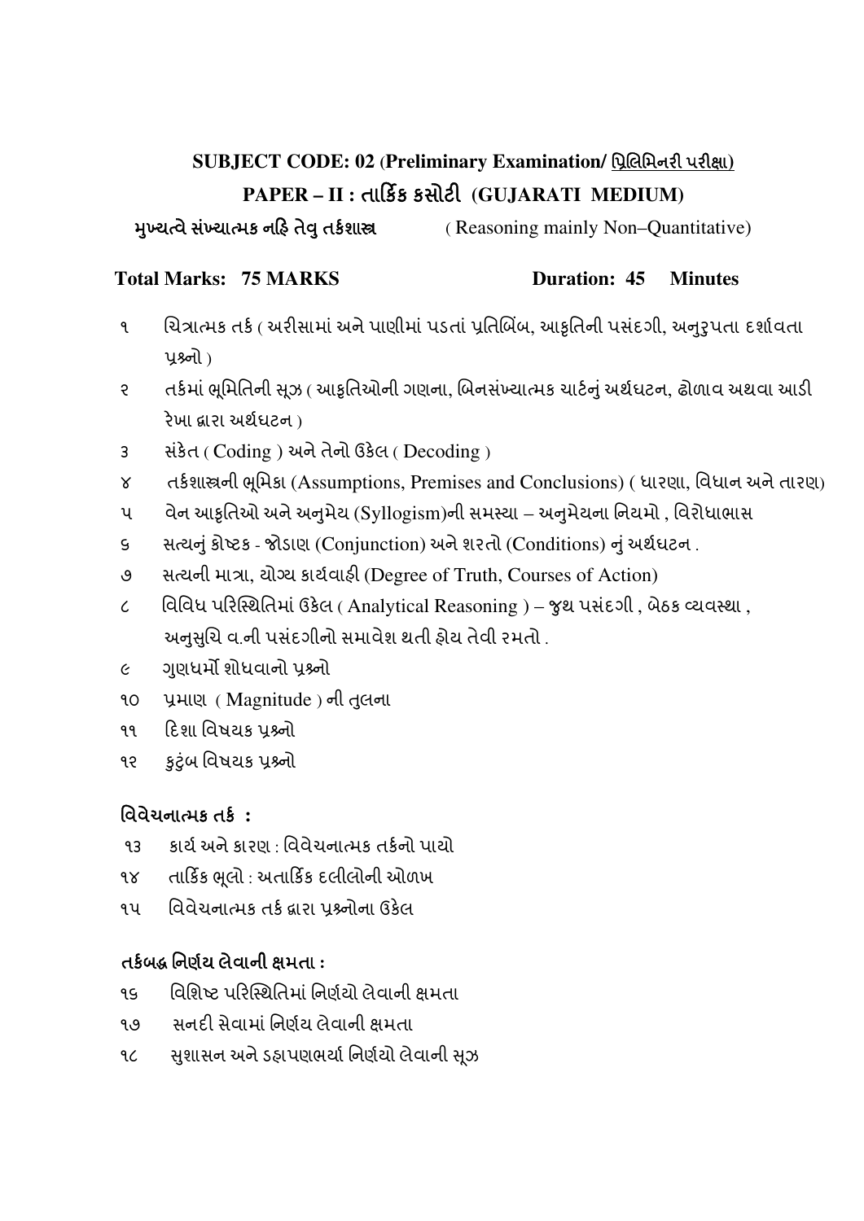## SUBJECT CODE: 02 (Preliminary Examination/ <u>પ્રિલિમિનરી પરીક્ષા)</u>

## PAPER – II : તાર્કિક કસોટી (GUJARATI MEDIUM)

**મુખ્યત્વે સંખ્યાત્મક નહિ તેવુ તર્કશાસ્ત્ર** ( Reasoning mainly Non–Quantitative)

**Total Marks: 75 MARKS** **Duration: 45 Minutes**

૧ ચિત્રાત્મક તર્ક ( અરીસામાં અને પાણીમાં પડતાં પ્રતિબિંબ, આકૃતિની પસંદગી, અનુરૂપતા દર્શાવતા પ્રશ્નો )

૨ તર્કમાં ભૂમિતિની સૂઝ ( આકૃતિઓની ગણના, બિનસંખ્યાત્મક ચાર્ટનું અર્થઘટન, ઢોળાવ અથવા આડી રેખા દ્વારા અર્થઘટન )

૩ સંકેત ( Coding ) અને તેનો ઉકેલ ( Decoding )

૪ તર્કશાસ્ત્રની ભૂમિકા (Assumptions, Premises and Conclusions) ( ધારણા, વિધાન અને તારણ)

૫ વેન આકૃતિઓ અને અનુમેય (Syllogism)ની સમસ્યા – અનુમેયના નિયમો , વિરોધાભાસ

૬ સત્યનું કોષ્ટક - જોડાણ (Conjunction) અને શરતો (Conditions) નું અર્થઘટન .

૭ સત્યની માત્રા, યોગ્ય કાર્યવાહી (Degree of Truth, Courses of Action)

૮ વિવિધ પરિસ્થિતિમાં ઉકેલ ( Analytical Reasoning ) – જુથ પસંદગી , બેઠક વ્યવસ્થા , અનુસુચિ વ.ની પસંદગીનો સમાવેશ થતી હોય તેવી રમતો .

૯ ગુણધર્મો શોધવાનો પ્રશ્નો

૧૦ પ્રમાણ ( Magnitude ) ની તુલના

૧૧ દિશા વિષયક પ્રશ્નો

૧૨ કુટુંબ વિષયક પ્રશ્નો

### વિવેચનાત્મક તર્ક :

૧૩ કાર્ય અને કારણ : વિવેચનાત્મક તર્કનો પાયો

૧૪ તાર્કિક ભૂલો : અતાર્કિક દલીલોની ઓળખ

૧૫ વિવેચનાત્મક તર્ક દ્વારા પ્રશ્નોના ઉકેલ

### તર્કબદ્ધ નિર્ણય લેવાની ક્ષમતા :

૧૬ વિશિષ્ટ પરિસ્થિતિમાં નિર્ણયો લેવાની ક્ષમતા

૧૭ સનદી સેવામાં નિર્ણય લેવાની ક્ષમતા

૧૮ સુશાસન અને ડહાપણભર્યા નિર્ણયો લેવાની સૂઝ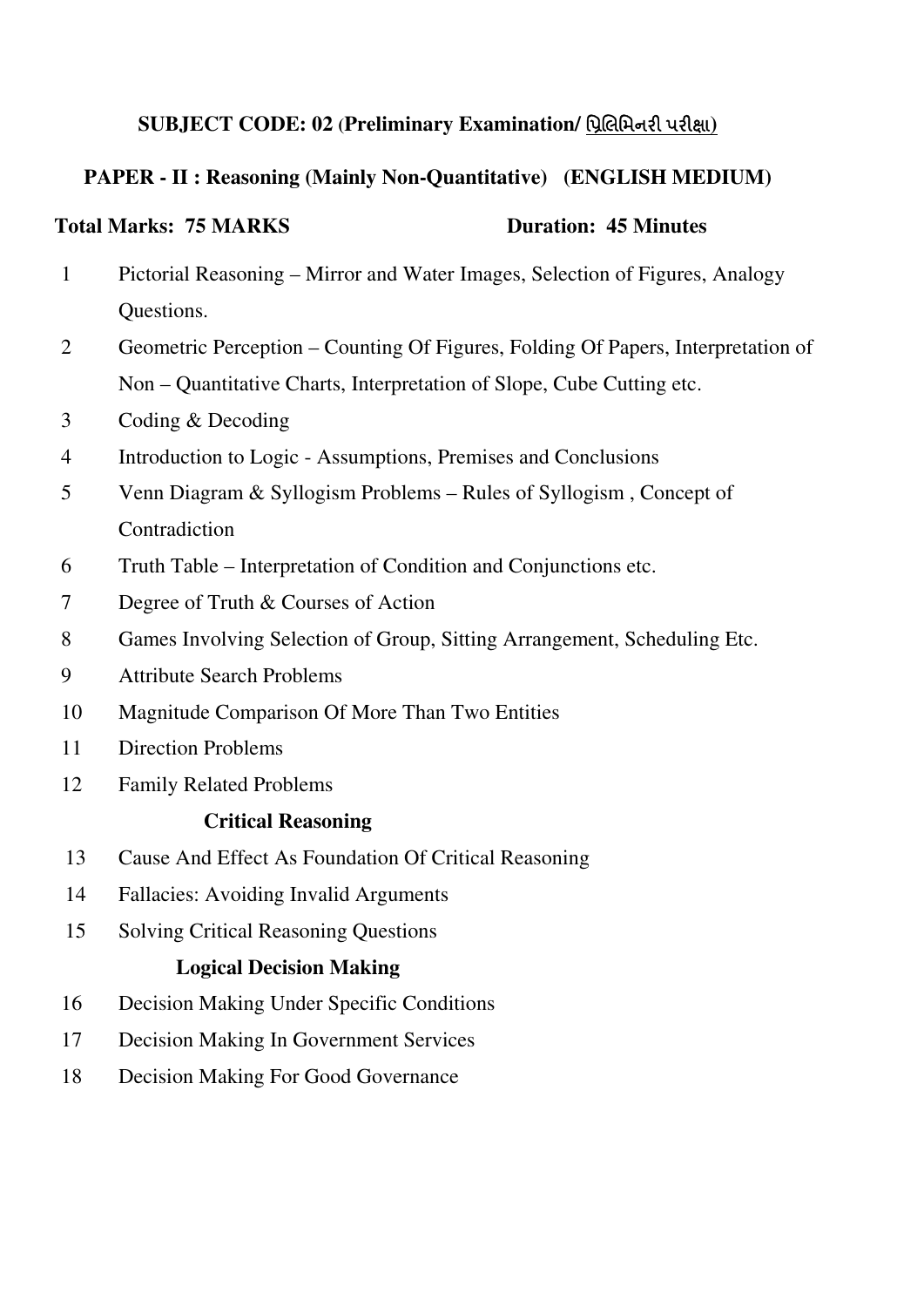**SUBJECT CODE: 02 (Preliminary Examination/ પ્રિલિમિનરી પરીક્ષા)**

**PAPER - II : Reasoning (Mainly Non-Quantitative) (ENGLISH MEDIUM)**

**Total Marks: 75 MARKS** **Duration: 45 Minutes**

1. Pictorial Reasoning – Mirror and Water Images, Selection of Figures, Analogy Questions.
2. Geometric Perception – Counting Of Figures, Folding Of Papers, Interpretation of Non – Quantitative Charts, Interpretation of Slope, Cube Cutting etc.
3. Coding & Decoding
4. Introduction to Logic - Assumptions, Premises and Conclusions
5. Venn Diagram & Syllogism Problems – Rules of Syllogism , Concept of Contradiction
6. Truth Table – Interpretation of Condition and Conjunctions etc.
7. Degree of Truth & Courses of Action
8. Games Involving Selection of Group, Sitting Arrangement, Scheduling Etc.
9. Attribute Search Problems
10. Magnitude Comparison Of More Than Two Entities
11. Direction Problems
12. Family Related Problems

**Critical Reasoning**

13. Cause And Effect As Foundation Of Critical Reasoning
14. Fallacies: Avoiding Invalid Arguments
15. Solving Critical Reasoning Questions

**Logical Decision Making**

16. Decision Making Under Specific Conditions
17. Decision Making In Government Services
18. Decision Making For Good Governance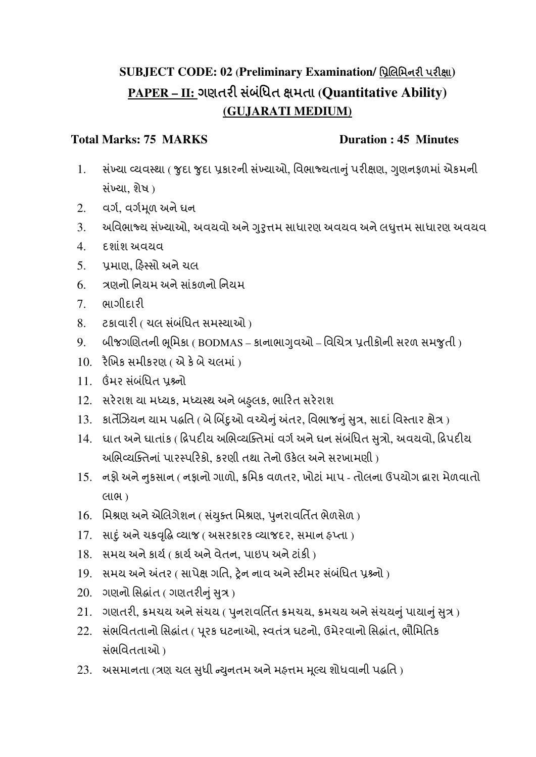**SUBJECT CODE: 02 (Preliminary Examination/ <u>પ્રિલિમિનરી પરીક્ષા</u>)**

**<u>PAPER – II:</u> ગણતરી સંબંધિત ક્ષમતા (Quantitative Ability)**

**<u>(GUJARATI MEDIUM)</u>**

**Total Marks: 75 MARKS** **Duration : 45 Minutes**

1. સંખ્યા વ્યવસ્થા ( જુદા જુદા પ્રકારની સંખ્યાઓ, વિભાજ્યતાનું પરીક્ષણ, ગુણનફળમાં એકમની સંખ્યા, શેષ )
2. વર્ગ, વર્ગમૂળ અને ઘન
3. અવિભાજ્ય સંખ્યાઓ, અવયવો અને ગુરુત્તમ સાધારણ અવયવ અને લઘુત્તમ સાધારણ અવયવ
4. દશાંશ અવયવ
5. પ્રમાણ, હિસ્સો અને ચલ
6. ત્રણનો નિયમ અને સાંકળનો નિયમ
7. ભાગીદારી
8. ટકાવારી ( ચલ સંબંધિત સમસ્યાઓ )
9. બીજગણિતની ભૂમિકા ( BODMAS – કાનાભાગુવઓ – વિચિત્ર પ્રતીકોની સરળ સમજુતી )
10. રૈખિક સમીકરણ ( એ કે બે ચલમાં )
11. ઉંમર સંબંધિત પ્રશ્નો
12. સરેરાશ યા મધ્યક, મધ્યસ્થ અને બહુલક, ભારિત સરેરાશ
13. કાર્તેઝિયન યામ પદ્ધતિ ( બે બિંદુઓ વચ્ચેનું અંતર, વિભાજનનું સુત્ર, સાદાં વિસ્તાર ક્ષેત્ર )
14. ઘાત અને ઘાતાંક ( દ્વિપદીય અભિવ્યક્તિમાં વર્ગ અને ઘન સંબંધિત સુત્રો, અવયવો, દ્વિપદીય અભિવ્યક્તિનાં પારસ્પરિકો, કરણી તથા તેનો ઉકેલ અને સરખામણી )
15. નફો અને નુકસાન ( નફાનો ગાળો, ક્રમિક વળતર, ખોટાં માપ - તોલના ઉપયોગ દ્વારા મેળવાતો લાભ )
16. મિશ્રણ અને એલિગેશન ( સંયુક્ત મિશ્રણ, પુનરાવર્તિત ભેળસેળ )
17. સાદું અને ચક્રવૃદ્ધિ વ્યાજ ( અસરકારક વ્યાજદર, સમાન હપ્તા )
18. સમય અને કાર્ય ( કાર્ય અને વેતન, પાઇપ અને ટાંકી )
19. સમય અને અંતર ( સાપેક્ષ ગતિ, ટ્રેન નાવ અને સ્ટીમર સંબંધિત પ્રશ્નો )
20. ગણનો સિદ્ધાંત ( ગણતરીનું સુત્ર )
21. ગણતરી, ક્રમચય અને સંચય ( પુનરાવર્તિત ક્રમચય, ક્રમચય અને સંચયનું પાયાનું સુત્ર )
22. સંભવિતતાનો સિદ્ધાંત ( પૂરક ઘટનાઓ, સ્વતંત્ર ઘટનો, ઉમેરવાનો સિદ્ધાંત, ભૌમિતિક સંભવિતતાઓ )
23. અસમાનતા (ત્રણ ચલ સુધી ન્યુનતમ અને મહત્તમ મૂલ્ય શોધવાની પદ્ધતિ )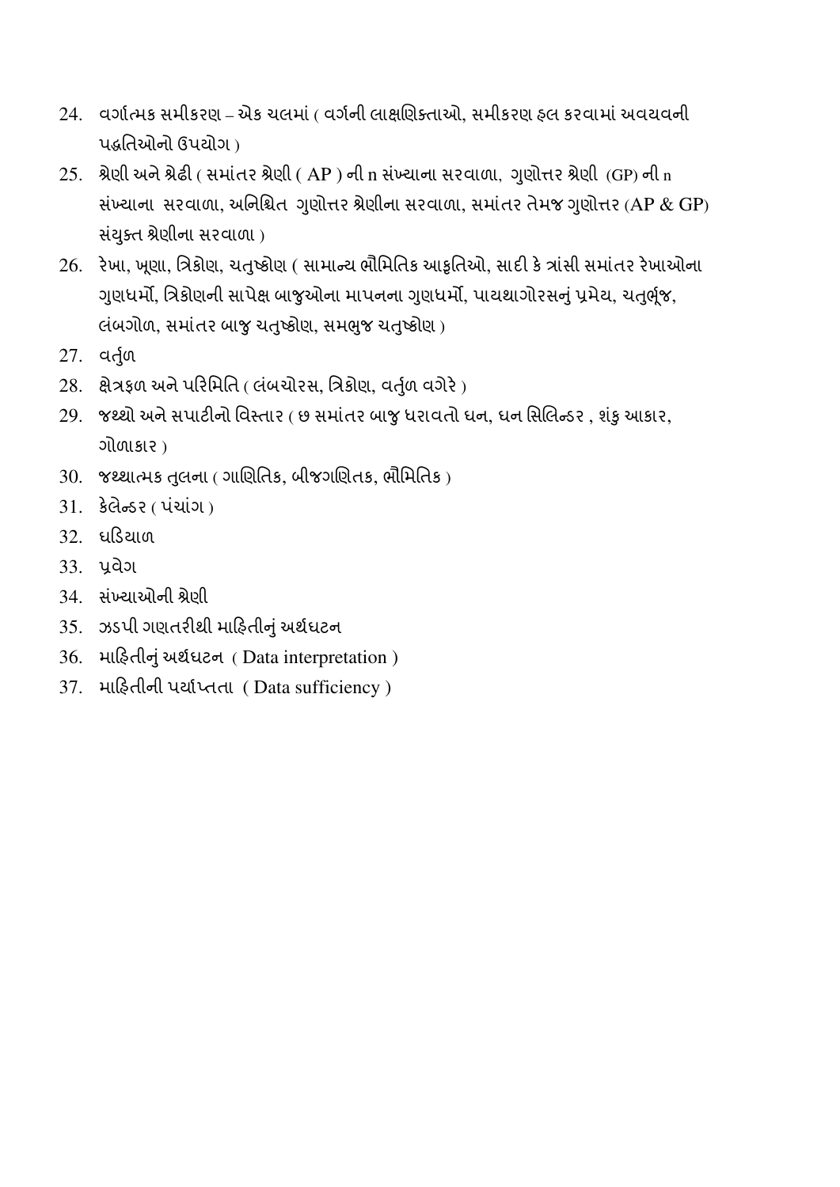24. વર્ગાત્મક સમીકરણ – એક ચલમાં ( વર્ગની લાક્ષણિક્તાઓ, સમીકરણ હલ કરવામાં અવયવની પદ્ધતિઓનો ઉપયોગ )
25. શ્રેણી અને શ્રેઢી ( સમાંતર શ્રેણી ( AP ) ની n સંખ્યાના સરવાળા, ગુણોત્તર શ્રેણી (GP) ની n સંખ્યાના સરવાળા, અનિશ્ચિત ગુણોત્તર શ્રેણીના સરવાળા, સમાંતર તેમજ ગુણોત્તર (AP & GP) સંયુક્ત શ્રેણીના સરવાળા )
26. રેખા, ખૂણા, ત્રિકોણ, ચતુષ્કોણ ( સામાન્ય ભૌમિતિક આકૃતિઓ, સાદી કે ત્રાંસી સમાંતર રેખાઓના ગુણધર્મો, ત્રિકોણની સાપેક્ષ બાજુઓના માપનના ગુણધર્મો, પાયથાગોરસનું પ્રમેય, ચતુર્ભૂજ, લંબગોળ, સમાંતર બાજુ ચતુષ્કોણ, સમભુજ ચતુષ્કોણ )
27. વર્તુળ
28. ક્ષેત્રફળ અને પરિમિતિ ( લંબચોરસ, ત્રિકોણ, વર્તુળ વગેરે )
29. જથ્થો અને સપાટીનો વિસ્તાર ( છ સમાંતર બાજુ ધરાવતો ઘન, ઘન સિલિન્ડર , શંકુ આકાર, ગોળાકાર )
30. જથ્થાત્મક તુલના ( ગાણિતિક, બીજગણિતક, ભૌમિતિક )
31. કેલેન્ડર ( પંચાંગ )
32. ઘડિયાળ
33. પ્રવેગ
34. સંખ્યાઓની શ્રેણી
35. ઝડપી ગણતરીથી માહિતીનું અર્થઘટન
36. માહિતીનું અર્થઘટન ( Data interpretation )
37. માહિતીની પર્યાપ્તતા ( Data sufficiency )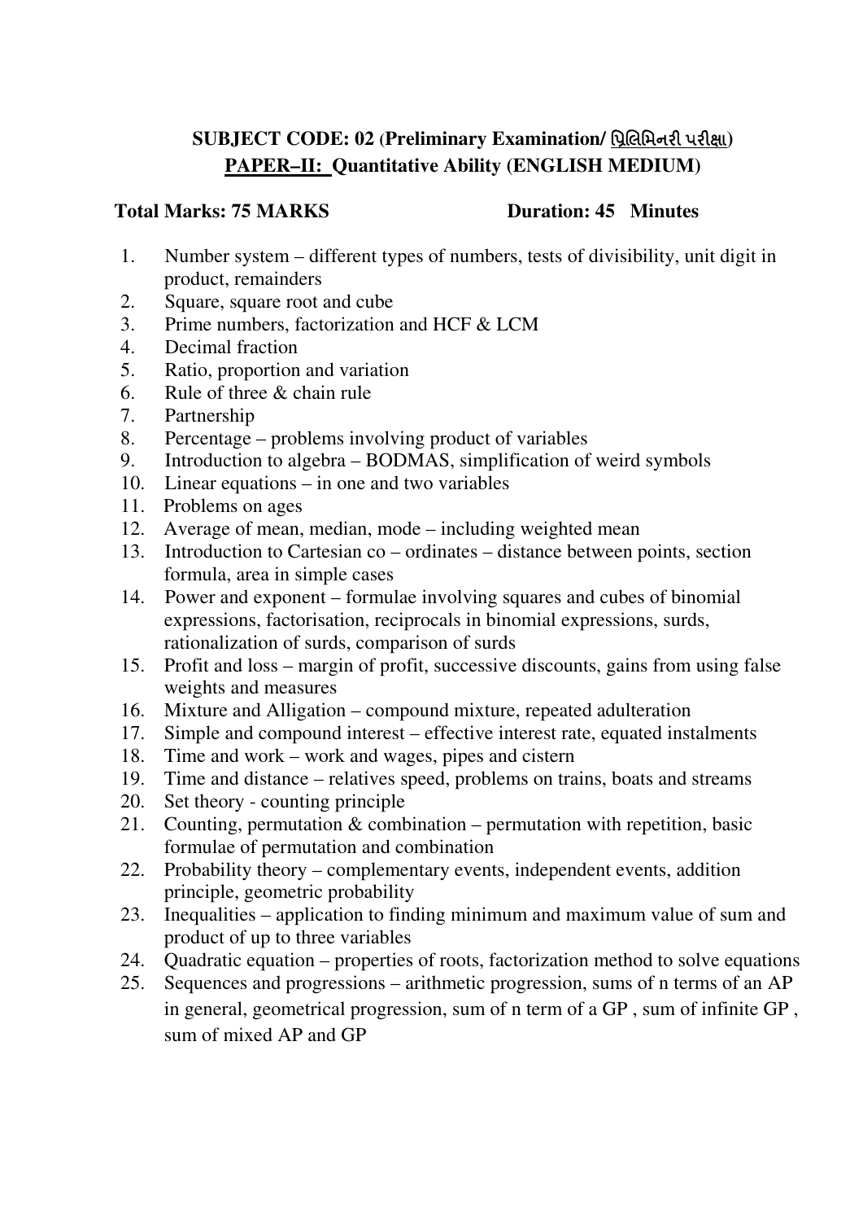**SUBJECT CODE: 02 (Preliminary Examination/ પ્રિલિમિનરી પરીક્ષા)**

**<u>PAPER–II:</u> Quantitative Ability (ENGLISH MEDIUM)**

**Total Marks: 75 MARKS** **Duration: 45 Minutes**

1. Number system – different types of numbers, tests of divisibility, unit digit in product, remainders
2. Square, square root and cube
3. Prime numbers, factorization and HCF & LCM
4. Decimal fraction
5. Ratio, proportion and variation
6. Rule of three & chain rule
7. Partnership
8. Percentage – problems involving product of variables
9. Introduction to algebra – BODMAS, simplification of weird symbols
10. Linear equations – in one and two variables
11. Problems on ages
12. Average of mean, median, mode – including weighted mean
13. Introduction to Cartesian co – ordinates – distance between points, section formula, area in simple cases
14. Power and exponent – formulae involving squares and cubes of binomial expressions, factorisation, reciprocals in binomial expressions, surds, rationalization of surds, comparison of surds
15. Profit and loss – margin of profit, successive discounts, gains from using false weights and measures
16. Mixture and Alligation – compound mixture, repeated adulteration
17. Simple and compound interest – effective interest rate, equated instalments
18. Time and work – work and wages, pipes and cistern
19. Time and distance – relatives speed, problems on trains, boats and streams
20. Set theory - counting principle
21. Counting, permutation & combination – permutation with repetition, basic formulae of permutation and combination
22. Probability theory – complementary events, independent events, addition principle, geometric probability
23. Inequalities – application to finding minimum and maximum value of sum and product of up to three variables
24. Quadratic equation – properties of roots, factorization method to solve equations
25. Sequences and progressions – arithmetic progression, sums of n terms of an AP in general, geometrical progression, sum of n term of a GP , sum of infinite GP , sum of mixed AP and GP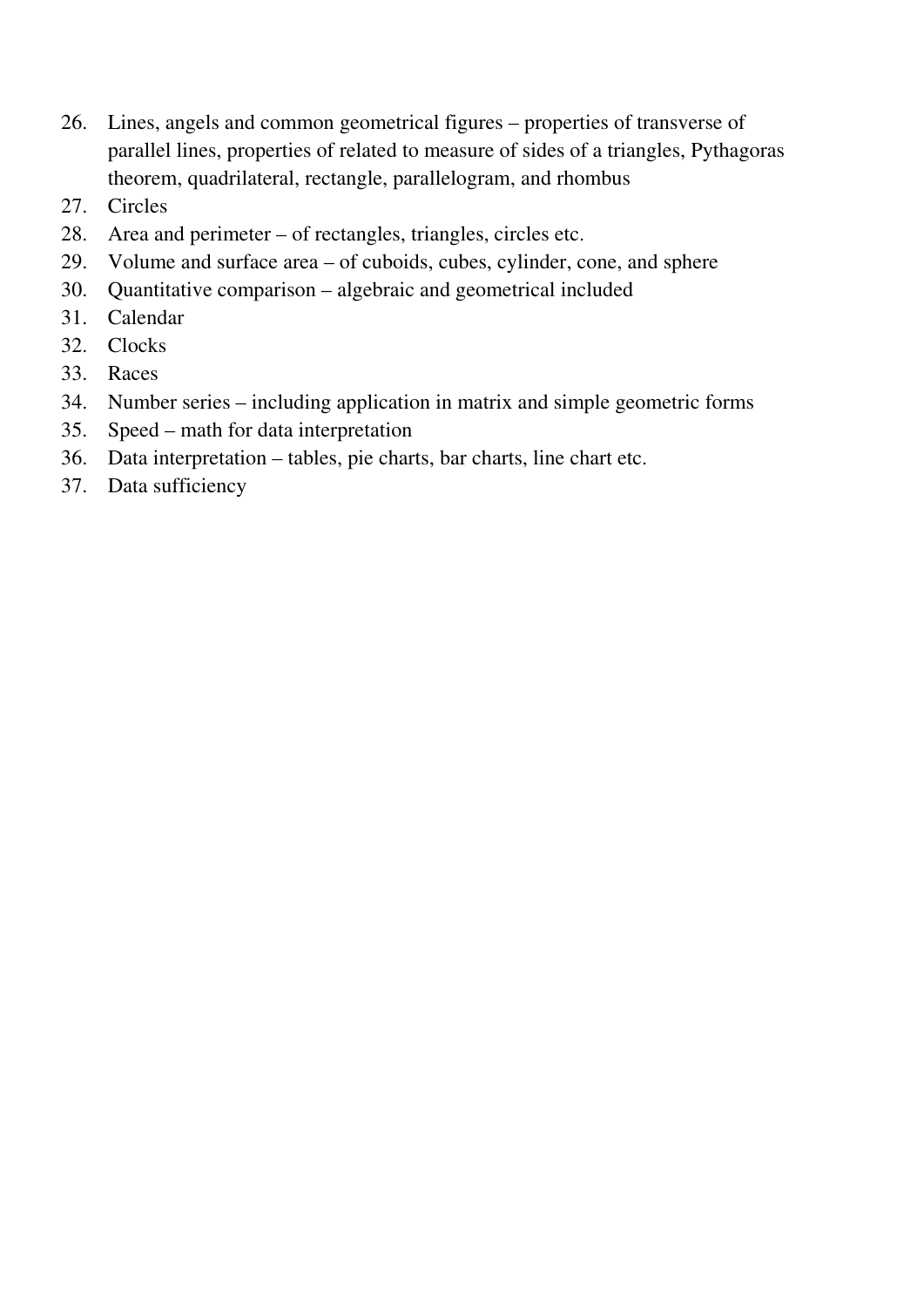26. Lines, angels and common geometrical figures – properties of transverse of parallel lines, properties of related to measure of sides of a triangles, Pythagoras theorem, quadrilateral, rectangle, parallelogram, and rhombus
27. Circles
28. Area and perimeter – of rectangles, triangles, circles etc.
29. Volume and surface area – of cuboids, cubes, cylinder, cone, and sphere
30. Quantitative comparison – algebraic and geometrical included
31. Calendar
32. Clocks
33. Races
34. Number series – including application in matrix and simple geometric forms
35. Speed – math for data interpretation
36. Data interpretation – tables, pie charts, bar charts, line chart etc.
37. Data sufficiency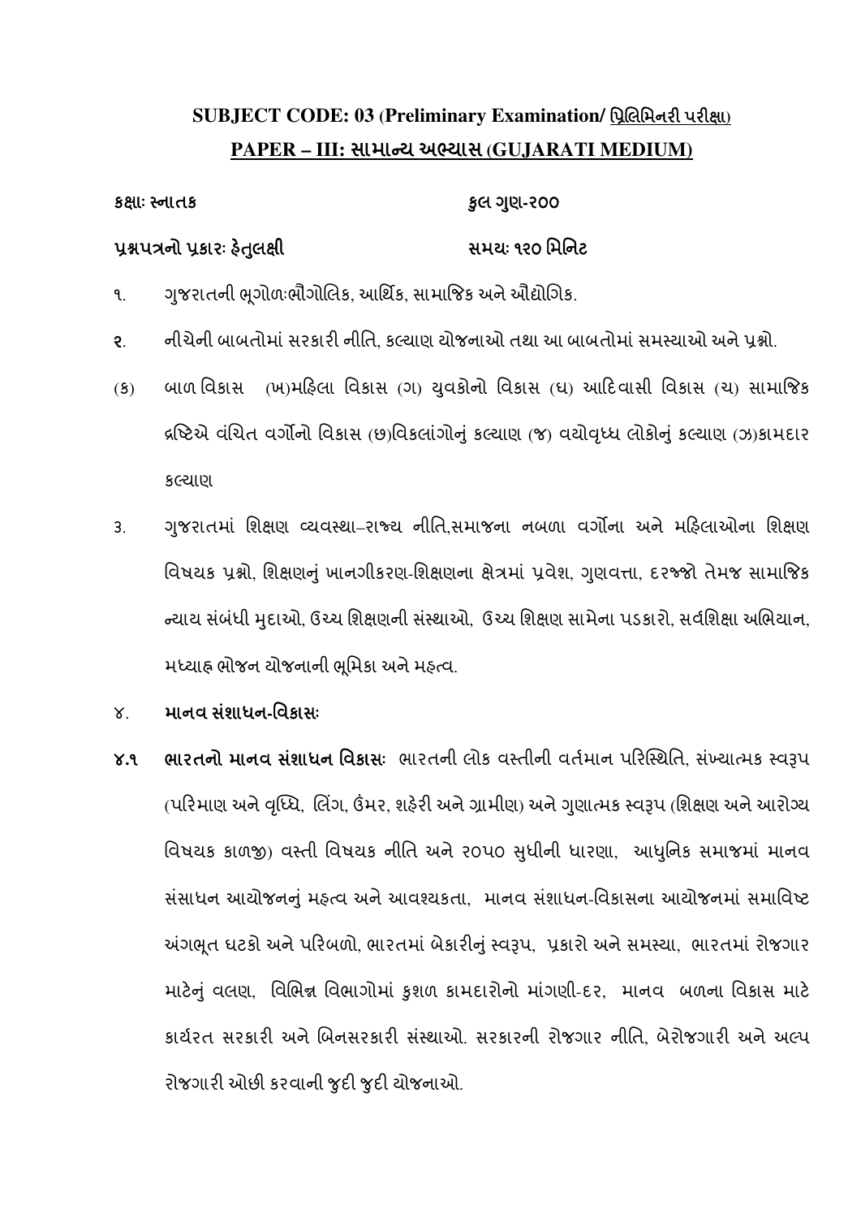## SUBJECT CODE: 03 (Preliminary Examination/ પ્રિલિમિનરી પરીક્ષા)

## PAPER – III: સામાન્ય અભ્યાસ (GUJARATI MEDIUM)

**કક્ષાઃ સ્નાતક** **કુલ ગુણ-૨૦૦**

**પ્રશ્નપત્રનો પ્રકારઃ હેતુલક્ષી** **સમયઃ ૧૨૦ મિનિટ**

૧. ગુજરાતની ભૂગોળઃભૌગોલિક, આર્થિક, સામાજિક અને ઔદ્યોગિક.

**૨.** નીચેની બાબતોમાં સરકારી નીતિ, કલ્યાણ યોજનાઓ તથા આ બાબતોમાં સમસ્યાઓ અને પ્રશ્નો.

(ક) બાળ વિકાસ (ખ)મહિલા વિકાસ (ગ) યુવકોનો વિકાસ (ઘ) આદિવાસી વિકાસ (ચ) સામાજિક દ્રષ્ટિએ વંચિત વર્ગોનો વિકાસ (છ)વિકલાંગોનું કલ્યાણ (જ) વયોવૃધ્ધ લોકોનું કલ્યાણ (ઝ)કામદાર કલ્યાણ

3. ગુજરાતમાં શિક્ષણ વ્યવસ્થા–રાજ્ય નીતિ,સમાજના નબળા વર્ગોના અને મહિલાઓના શિક્ષણ વિષયક પ્રશ્નો, શિક્ષણનું ખાનગીકરણ-શિક્ષણના ક્ષેત્રમાં પ્રવેશ, ગુણવત્તા, દરજ્જો તેમજ સામાજિક ન્યાય સંબંધી મુદાઓ, ઉચ્ચ શિક્ષણની સંસ્થાઓ, ઉચ્ચ શિક્ષણ સામેના પડકારો, સર્વશિક્ષા અભિયાન, મધ્યાહ્ન ભોજન યોજનાની ભૂમિકા અને મહત્વ.

**૪. માનવ સંશાધન-વિકાસઃ**

**૪.૧ ભારતનો માનવ સંશાધન વિકાસઃ** ભારતની લોક વસ્તીની વર્તમાન પરિસ્થિતિ, સંખ્યાત્મક સ્વરૂપ (પરિમાણ અને વૃધ્ધિ, લિંગ, ઉંમર, શહેરી અને ગ્રામીણ) અને ગુણાત્મક સ્વરૂપ (શિક્ષણ અને આરોગ્ય વિષયક કાળજી) વસ્તી વિષયક નીતિ અને ૨૦૫૦ સુધીની ધારણા, આધુનિક સમાજમાં માનવ સંસાધન આયોજનનું મહત્વ અને આવશ્યકતા, માનવ સંશાધન-વિકાસના આયોજનમાં સમાવિષ્ટ અંગભૂત ઘટકો અને પરિબળો, ભારતમાં બેકારીનું સ્વરૂપ, પ્રકારો અને સમસ્યા, ભારતમાં રોજગાર માટેનું વલણ, વિભિન્ન વિભાગોમાં કુશળ કામદારોનો માંગણી-દર, માનવ બળના વિકાસ માટે કાર્યરત સરકારી અને બિનસરકારી સંસ્થાઓ. સરકારની રોજગાર નીતિ, બેરોજગારી અને અલ્પ રોજગારી ઓછી કરવાની જુદી જુદી યોજનાઓ.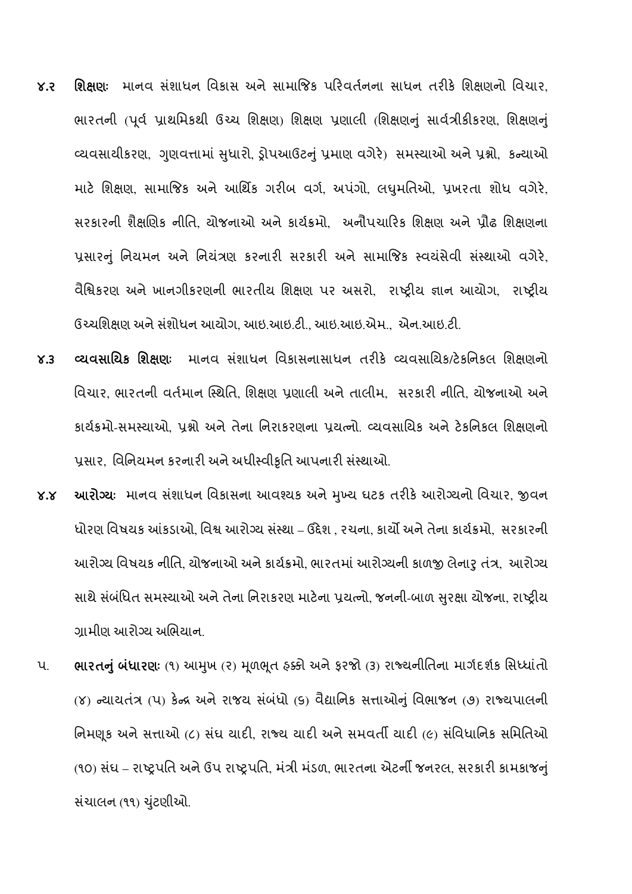૪.૨ **શિક્ષણઃ** માનવ સંશાધન વિકાસ અને સામાજિક પરિવર્તનના સાધન તરીકે શિક્ષણનો વિચાર, ભારતની (પૂર્વ પ્રાથમિકથી ઉચ્ચ શિક્ષણ) શિક્ષણ પ્રણાલી (શિક્ષણનું સાર્વત્રીકીકરણ, શિક્ષણનું વ્યવસાયીકરણ, ગુણવત્તામાં સુધારો, ડ્રોપઆઉટનું પ્રમાણ વગેરે) સમસ્યાઓ અને પ્રશ્નો, કન્યાઓ માટે શિક્ષણ, સામાજિક અને આર્થિક ગરીબ વર્ગ, અપંગો, લઘુમતિઓ, પ્રખરતા શોધ વગેરે, સરકારની શૈક્ષણિક નીતિ, યોજનાઓ અને કાર્યક્રમો, અનૌપચારિક શિક્ષણ અને પ્રૌઢ શિક્ષણના પ્રસારનું નિયમન અને નિયંત્રણ કરનારી સરકારી અને સામાજિક સ્વયંસેવી સંસ્થાઓ વગેરે, વૈશ્વિકરણ અને ખાનગીકરણની ભારતીય શિક્ષણ પર અસરો, રાષ્ટ્રીય જ્ઞાન આયોગ, રાષ્ટ્રીય ઉચ્ચશિક્ષણ અને સંશોધન આયોગ, આઇ.આઇ.ટી., આઇ.આઇ.એમ., એન.આઇ.ટી.

૪.3 **વ્યવસાયિક શિક્ષણઃ** માનવ સંશાધન વિકાસનાસાધન તરીકે વ્યવસાયિક/ટેકનિકલ શિક્ષણનો વિચાર, ભારતની વર્તમાન સ્થિતિ, શિક્ષણ પ્રણાલી અને તાલીમ, સરકારી નીતિ, યોજનાઓ અને કાર્યક્રમો-સમસ્યાઓ, પ્રશ્નો અને તેના નિરાકરણના પ્રયત્નો. વ્યવસાયિક અને ટેકનિકલ શિક્ષણનો પ્રસાર, વિનિયમન કરનારી અને અધીસ્વીકૃતિ આપનારી સંસ્થાઓ.

૪.૪ **આરોગ્યઃ** માનવ સંશાધન વિકાસના આવશ્યક અને મુખ્ય ઘટક તરીકે આરોગ્યનો વિચાર, જીવન ધોરણ વિષયક આંકડાઓ, વિશ્વ આરોગ્ય સંસ્થા – ઉદ્દેશ , રચના, કાર્યો અને તેના કાર્યક્રમો, સરકારની આરોગ્ય વિષયક નીતિ, યોજનાઓ અને કાર્યક્રમો, ભારતમાં આરોગ્યની કાળજી લેનારુ તંત્ર, આરોગ્ય સાથે સંબંધિત સમસ્યાઓ અને તેના નિરાકરણ માટેના પ્રયત્નો, જનની-બાળ સુરક્ષા યોજના, રાષ્ટ્રીય ગ્રામીણ આરોગ્ય અભિયાન.

૫. **ભારતનું બંધારણઃ** (૧) આમુખ (૨) મૂળભૂત હક્કો અને ફરજો (૩) રાજ્યનીતિના માર્ગદર્શક સિધ્ધાંતો (૪) ન્યાયતંત્ર (૫) કેન્દ્ર અને રાજય સંબંધો (૬) વૈદ્યાનિક સત્તાઓનું વિભાજન (૭) રાજ્યપાલની નિમણૂક અને સત્તાઓ (૮) સંઘ યાદી, રાજ્ય યાદી અને સમવર્તી યાદી (૯) સંવિધાનિક સમિતિઓ (૧૦) સંઘ – રાષ્ટ્રપતિ અને ઉપ રાષ્ટ્રપતિ, મંત્રી મંડળ, ભારતના એટર્ની જનરલ, સરકારી કામકાજનું સંચાલન (૧૧) ચુંટણીઓ.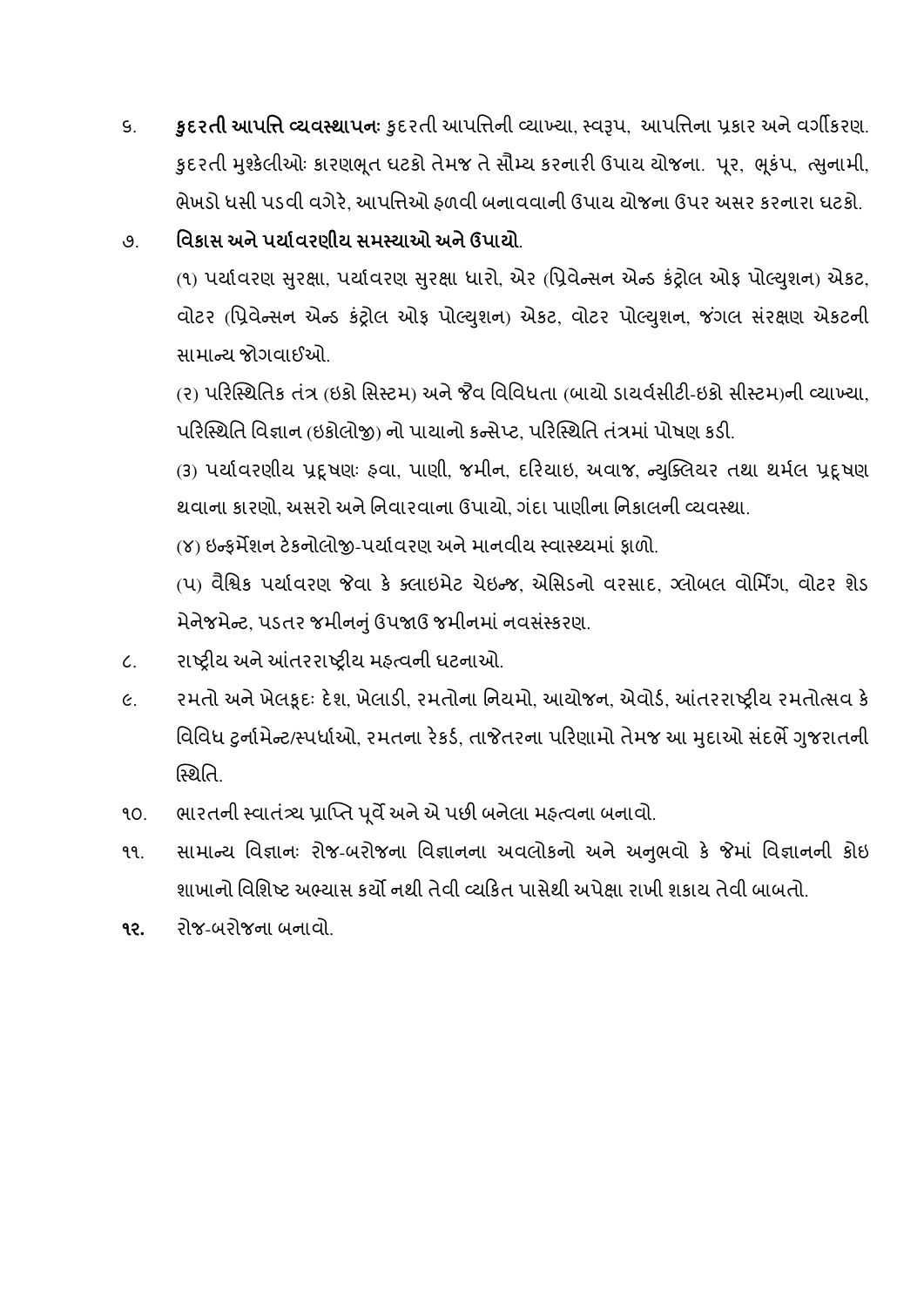૬. **કુદરતી આપત્તિ વ્યવસ્થાપનઃ** કુદરતી આપત્તિની વ્યાખ્યા, સ્વરૂપ, આપત્તિના પ્રકાર અને વર્ગીકરણ. કુદરતી મુશ્કેલીઓઃ કારણભૂત ઘટકો તેમજ તે સૌમ્ય કરનારી ઉપાય યોજના. પૂર, ભૂકંપ, ત્સુનામી, ભેખડો ધસી પડવી વગેરે, આપત્તિઓ હળવી બનાવવાની ઉપાય યોજના ઉપર અસર કરનારા ઘટકો.

૭. **વિકાસ અને પર્યાવરણીય સમસ્યાઓ અને ઉપાયો**.

(૧) પર્યાવરણ સુરક્ષા, પર્યાવરણ સુરક્ષા ધારો, એર (પ્રિવેન્સન એન્ડ કંટ્રોલ ઓફ પોલ્યુશન) એકટ, વોટર (પ્રિવેન્સન એન્ડ કંટ્રોલ ઓફ પોલ્યુશન) એકટ, વોટર પોલ્યુશન, જંગલ સંરક્ષણ એકટની સામાન્ય જોગવાઈઓ.

(૨) પરિસ્થિતિક તંત્ર (ઇકો સિસ્ટમ) અને જૈવ વિવિધતા (બાયો ડાયર્વસીટી-ઇકો સીસ્ટમ)ની વ્યાખ્યા, પરિસ્થિતિ વિજ્ઞાન (ઇકોલોજી) નો પાયાનો કન્સેપ્ટ, પરિસ્થિતિ તંત્રમાં પોષણ કડી.

(૩) પર્યાવરણીય પ્રદૂષણઃ હવા, પાણી, જમીન, દરિયાઇ, અવાજ, ન્યુક્લિયર તથા થર્મલ પ્રદૂષણ થવાના કારણો, અસરો અને નિવારવાના ઉપાયો, ગંદા પાણીના નિકાલની વ્યવસ્થા.

(૪) ઇન્ફર્મેશન ટેકનોલોજી-પર્યાવરણ અને માનવીય સ્વાસ્થ્યમાં ફાળો.

(૫) વૈશ્વિક પર્યાવરણ જેવા કે ક્લાઇમેટ ચેઇન્જ, એસિડનો વરસાદ, ગ્લોબલ વોર્મિંગ, વોટર શેડ મેનેજમેન્ટ, પડતર જમીનનું ઉપજાઉ જમીનમાં નવસંસ્કરણ.

૮. રાષ્ટ્રીય અને આંતરરાષ્ટ્રીય મહત્વની ઘટનાઓ.

૯. રમતો અને ખેલકૂદઃ દેશ, ખેલાડી, રમતોના નિયમો, આયોજન, એવોર્ડ, આંતરરાષ્ટ્રીય રમતોત્સવ કે વિવિધ ટુર્નામેન્ટ/સ્પર્ધાઓ, રમતના રેકર્ડ, તાજેતરના પરિણામો તેમજ આ મુદાઓ સંદર્ભે ગુજરાતની સ્થિતિ.

૧૦. ભારતની સ્વાતંત્ર્ય પ્રાપ્તિ પૂર્વે અને એ પછી બનેલા મહત્વના બનાવો.

૧૧. સામાન્ય વિજ્ઞાનઃ રોજ-બરોજના વિજ્ઞાનના અવલોકનો અને અનુભવો કે જેમાં વિજ્ઞાનની કોઇ શાખાનો વિશિષ્ટ અભ્યાસ કર્યો નથી તેવી વ્યકિત પાસેથી અપેક્ષા રાખી શકાય તેવી બાબતો.

**૧૨.** રોજ-બરોજના બનાવો.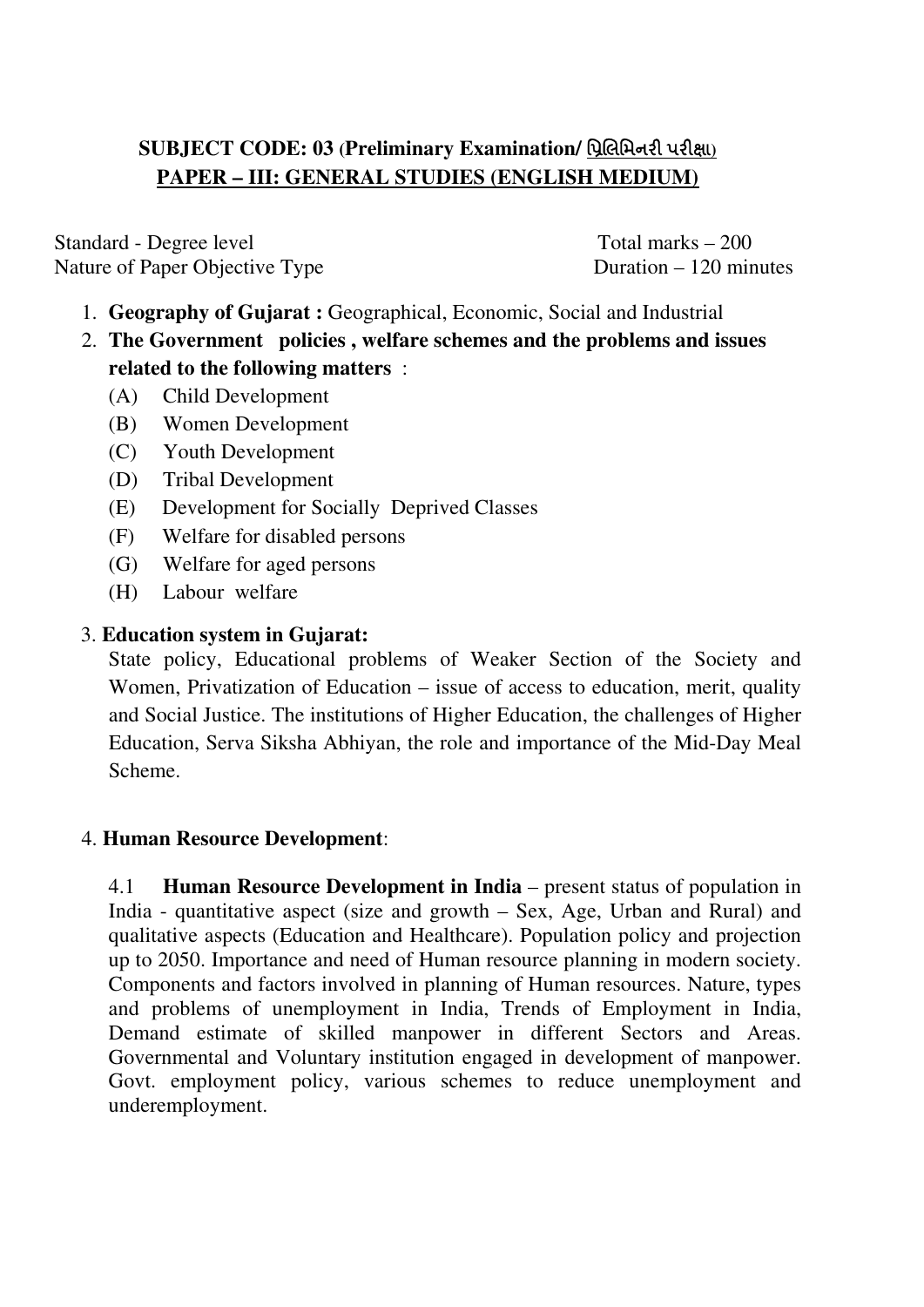**SUBJECT CODE: 03 (Preliminary Examination/ પ્રિલિમિનરી પરીક્ષા)**
**PAPER – III: GENERAL STUDIES (ENGLISH MEDIUM)**

Standard - Degree level | Total marks – 200
Nature of Paper Objective Type | Duration – 120 minutes

1. **Geography of Gujarat :** Geographical, Economic, Social and Industrial
2. **The Government policies , welfare schemes and the problems and issues related to the following matters** :
   - (A) Child Development
   - (B) Women Development
   - (C) Youth Development
   - (D) Tribal Development
   - (E) Development for Socially Deprived Classes
   - (F) Welfare for disabled persons
   - (G) Welfare for aged persons
   - (H) Labour welfare

3. **Education system in Gujarat:**
   State policy, Educational problems of Weaker Section of the Society and Women, Privatization of Education – issue of access to education, merit, quality and Social Justice. The institutions of Higher Education, the challenges of Higher Education, Serva Siksha Abhiyan, the role and importance of the Mid-Day Meal Scheme.

4. **Human Resource Development**:

   4.1 **Human Resource Development in India** – present status of population in India - quantitative aspect (size and growth – Sex, Age, Urban and Rural) and qualitative aspects (Education and Healthcare). Population policy and projection up to 2050. Importance and need of Human resource planning in modern society. Components and factors involved in planning of Human resources. Nature, types and problems of unemployment in India, Trends of Employment in India, Demand estimate of skilled manpower in different Sectors and Areas. Governmental and Voluntary institution engaged in development of manpower. Govt. employment policy, various schemes to reduce unemployment and underemployment.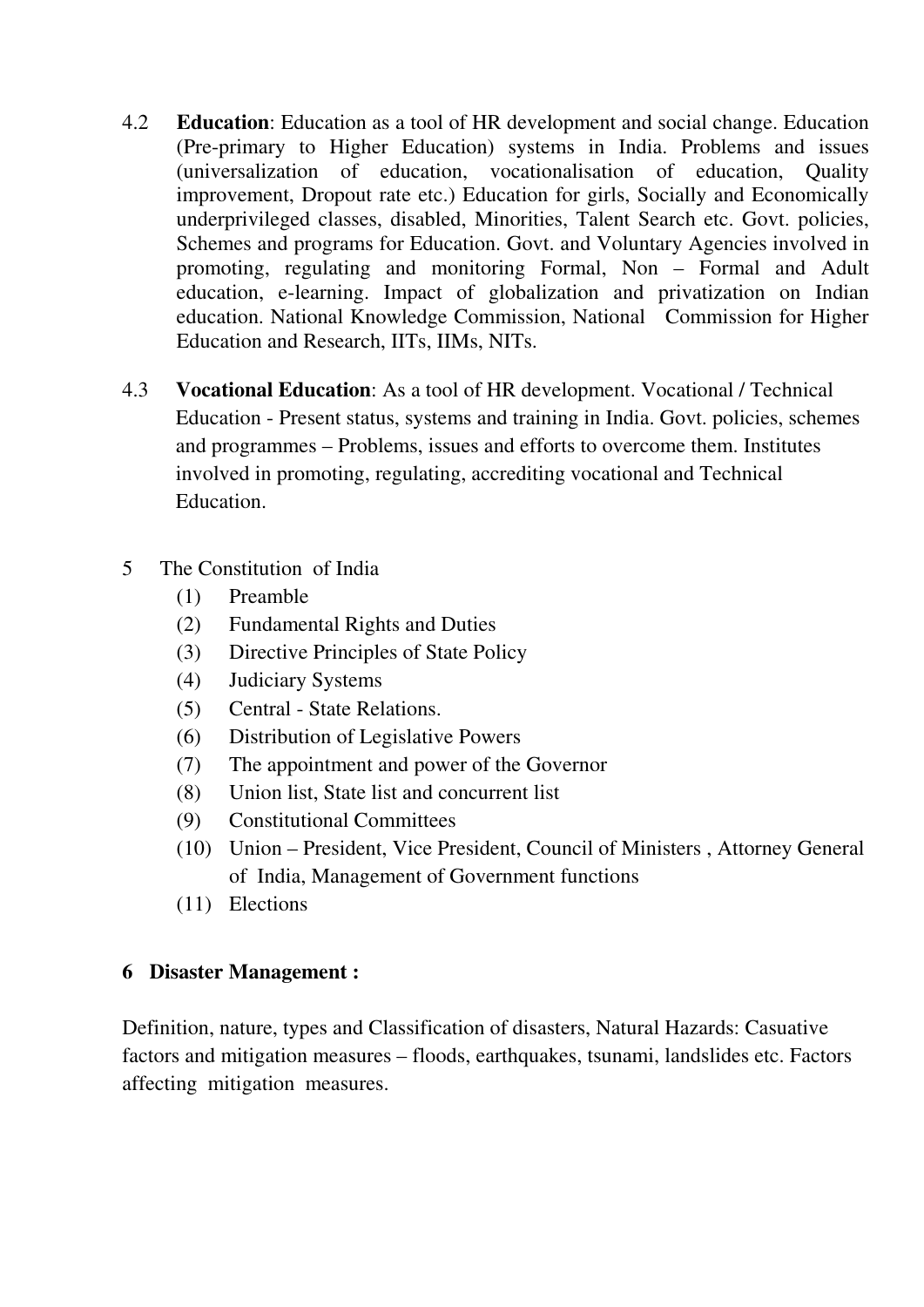4.2 **Education**: Education as a tool of HR development and social change. Education (Pre-primary to Higher Education) systems in India. Problems and issues (universalization of education, vocationalisation of education, Quality improvement, Dropout rate etc.) Education for girls, Socially and Economically underprivileged classes, disabled, Minorities, Talent Search etc. Govt. policies, Schemes and programs for Education. Govt. and Voluntary Agencies involved in promoting, regulating and monitoring Formal, Non – Formal and Adult education, e-learning. Impact of globalization and privatization on Indian education. National Knowledge Commission, National Commission for Higher Education and Research, IITs, IIMs, NITs.

4.3 **Vocational Education**: As a tool of HR development. Vocational / Technical Education - Present status, systems and training in India. Govt. policies, schemes and programmes – Problems, issues and efforts to overcome them. Institutes involved in promoting, regulating, accrediting vocational and Technical Education.

5 The Constitution of India

(1) Preamble
(2) Fundamental Rights and Duties
(3) Directive Principles of State Policy
(4) Judiciary Systems
(5) Central - State Relations.
(6) Distribution of Legislative Powers
(7) The appointment and power of the Governor
(8) Union list, State list and concurrent list
(9) Constitutional Committees
(10) Union – President, Vice President, Council of Ministers , Attorney General of India, Management of Government functions
(11) Elections

**6 Disaster Management :**

Definition, nature, types and Classification of disasters, Natural Hazards: Casuative factors and mitigation measures – floods, earthquakes, tsunami, landslides etc. Factors affecting mitigation measures.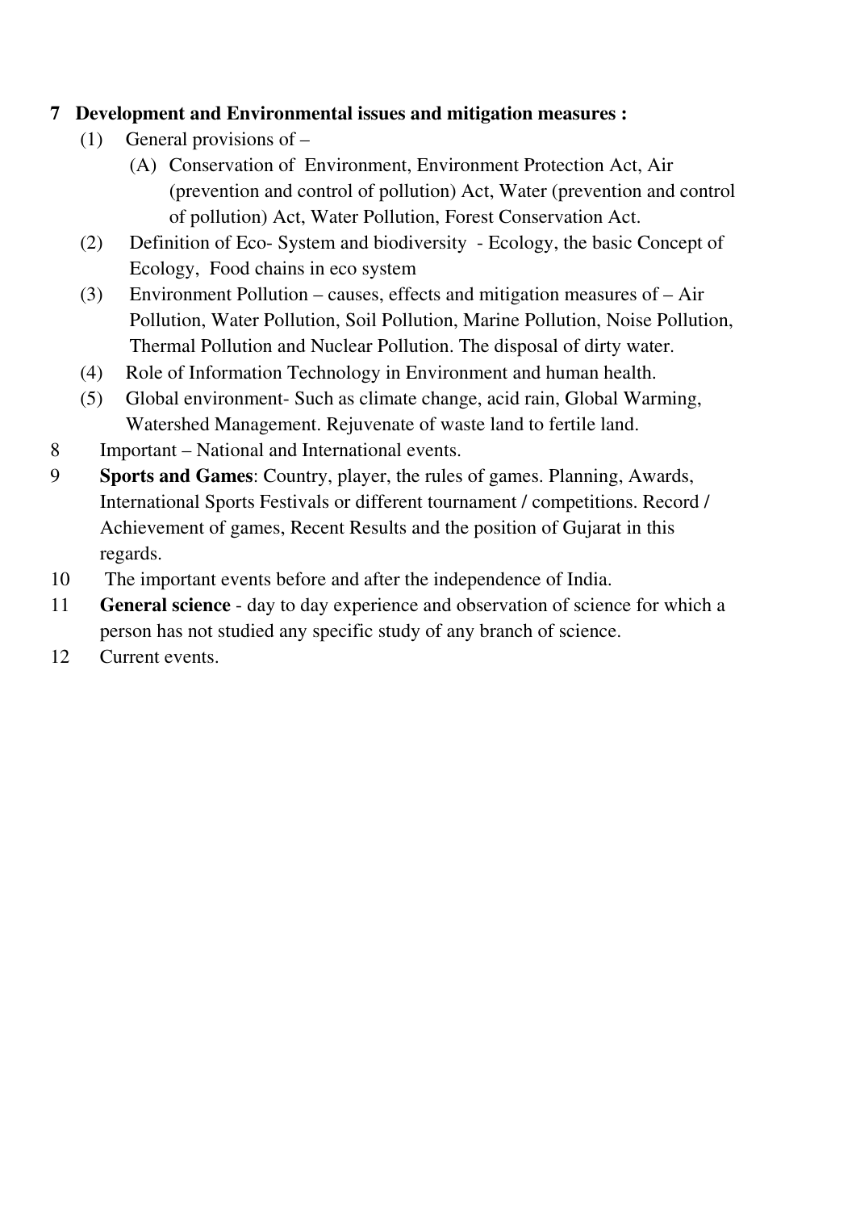**7 Development and Environmental issues and mitigation measures :**

(1) General provisions of –

(A) Conservation of Environment, Environment Protection Act, Air (prevention and control of pollution) Act, Water (prevention and control of pollution) Act, Water Pollution, Forest Conservation Act.

(2) Definition of Eco- System and biodiversity - Ecology, the basic Concept of Ecology, Food chains in eco system

(3) Environment Pollution – causes, effects and mitigation measures of – Air Pollution, Water Pollution, Soil Pollution, Marine Pollution, Noise Pollution, Thermal Pollution and Nuclear Pollution. The disposal of dirty water.

(4) Role of Information Technology in Environment and human health.

(5) Global environment- Such as climate change, acid rain, Global Warming, Watershed Management. Rejuvenate of waste land to fertile land.

8 Important – National and International events.

9 **Sports and Games**: Country, player, the rules of games. Planning, Awards, International Sports Festivals or different tournament / competitions. Record / Achievement of games, Recent Results and the position of Gujarat in this regards.

10 The important events before and after the independence of India.

11 **General science** - day to day experience and observation of science for which a person has not studied any specific study of any branch of science.

12 Current events.